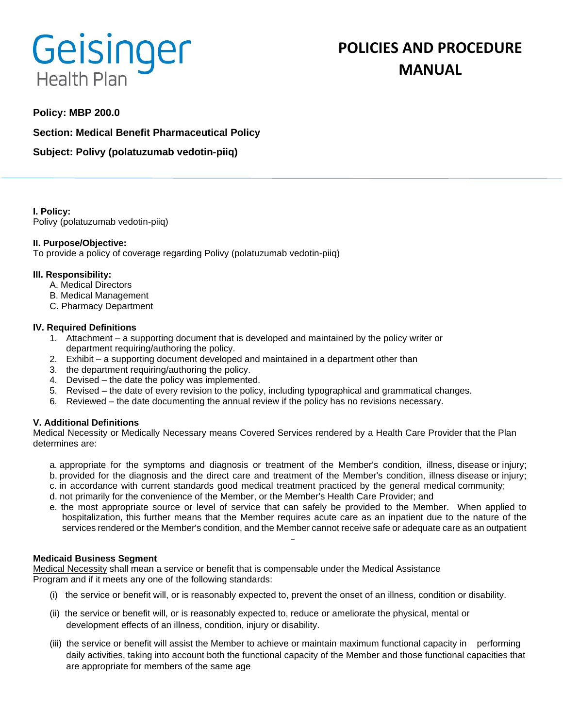Geisinger Health Plan

# POLICIES AND PROCEDURE MANUAL

**Policy: MBP 200.0**

**Section: Medical Benefit Pharmaceutical Policy**

**Subject: Polivy (polatuzumab vedotin-piiq)**

---

**I. Policy:**
Polivy (polatuzumab vedotin-piiq)

**II. Purpose/Objective:**
To provide a policy of coverage regarding Polivy (polatuzumab vedotin-piiq)

**III. Responsibility:**

A. Medical Directors
B. Medical Management
C. Pharmacy Department

**IV. Required Definitions**

1. Attachment – a supporting document that is developed and maintained by the policy writer or department requiring/authoring the policy.
2. Exhibit – a supporting document developed and maintained in a department other than
3. the department requiring/authoring the policy.
4. Devised – the date the policy was implemented.
5. Revised – the date of every revision to the policy, including typographical and grammatical changes.
6. Reviewed – the date documenting the annual review if the policy has no revisions necessary.

**V. Additional Definitions**
Medical Necessity or Medically Necessary means Covered Services rendered by a Health Care Provider that the Plan determines are:

a. appropriate for the symptoms and diagnosis or treatment of the Member's condition, illness, disease or injury;
b. provided for the diagnosis and the direct care and treatment of the Member's condition, illness disease or injury;
c. in accordance with current standards good medical treatment practiced by the general medical community;
d. not primarily for the convenience of the Member, or the Member's Health Care Provider; and
e. the most appropriate source or level of service that can safely be provided to the Member. When applied to hospitalization, this further means that the Member requires acute care as an inpatient due to the nature of the services rendered or the Member's condition, and the Member cannot receive safe or adequate care as an outpatient

**Medicaid Business Segment**
<u>Medical Necessity</u> shall mean a service or benefit that is compensable under the Medical Assistance Program and if it meets any one of the following standards:

(i) the service or benefit will, or is reasonably expected to, prevent the onset of an illness, condition or disability.

(ii) the service or benefit will, or is reasonably expected to, reduce or ameliorate the physical, mental or development effects of an illness, condition, injury or disability.

(iii) the service or benefit will assist the Member to achieve or maintain maximum functional capacity in performing daily activities, taking into account both the functional capacity of the Member and those functional capacities that are appropriate for members of the same age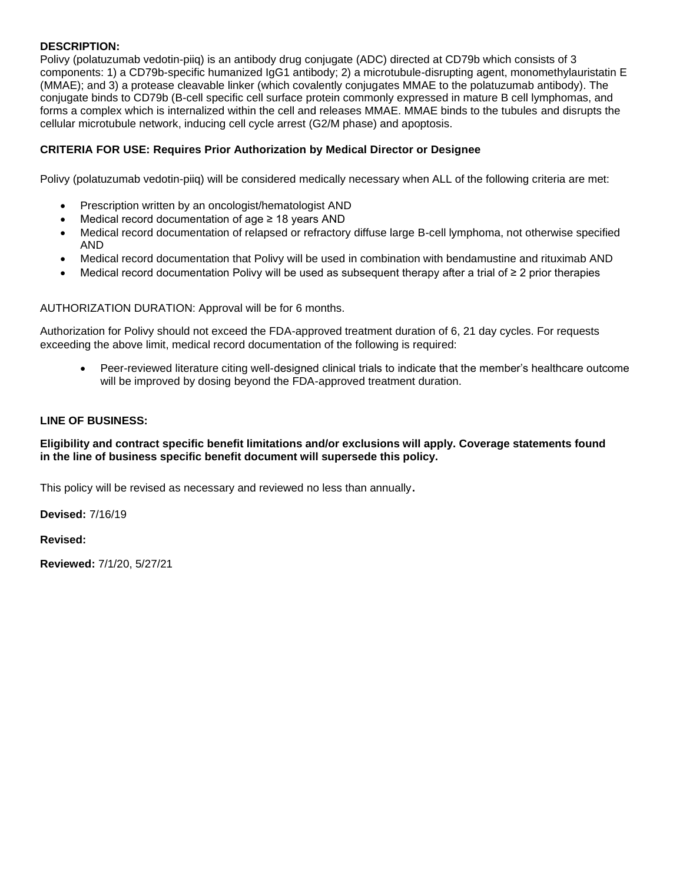**DESCRIPTION:**
Polivy (polatuzumab vedotin-piiq) is an antibody drug conjugate (ADC) directed at CD79b which consists of 3 components: 1) a CD79b-specific humanized IgG1 antibody; 2) a microtubule-disrupting agent, monomethylauristatin E (MMAE); and 3) a protease cleavable linker (which covalently conjugates MMAE to the polatuzumab antibody). The conjugate binds to CD79b (B-cell specific cell surface protein commonly expressed in mature B cell lymphomas, and forms a complex which is internalized within the cell and releases MMAE. MMAE binds to the tubules and disrupts the cellular microtubule network, inducing cell cycle arrest (G2/M phase) and apoptosis.

**CRITERIA FOR USE: Requires Prior Authorization by Medical Director or Designee**

Polivy (polatuzumab vedotin-piiq) will be considered medically necessary when ALL of the following criteria are met:

- Prescription written by an oncologist/hematologist AND
- Medical record documentation of age ≥ 18 years AND
- Medical record documentation of relapsed or refractory diffuse large B-cell lymphoma, not otherwise specified AND
- Medical record documentation that Polivy will be used in combination with bendamustine and rituximab AND
- Medical record documentation Polivy will be used as subsequent therapy after a trial of ≥ 2 prior therapies

AUTHORIZATION DURATION: Approval will be for 6 months.

Authorization for Polivy should not exceed the FDA-approved treatment duration of 6, 21 day cycles. For requests exceeding the above limit, medical record documentation of the following is required:

- Peer-reviewed literature citing well-designed clinical trials to indicate that the member's healthcare outcome will be improved by dosing beyond the FDA-approved treatment duration.

**LINE OF BUSINESS:**

**Eligibility and contract specific benefit limitations and/or exclusions will apply. Coverage statements found in the line of business specific benefit document will supersede this policy.**

This policy will be revised as necessary and reviewed no less than annually.

**Devised:** 7/16/19

**Revised:**

**Reviewed:** 7/1/20, 5/27/21